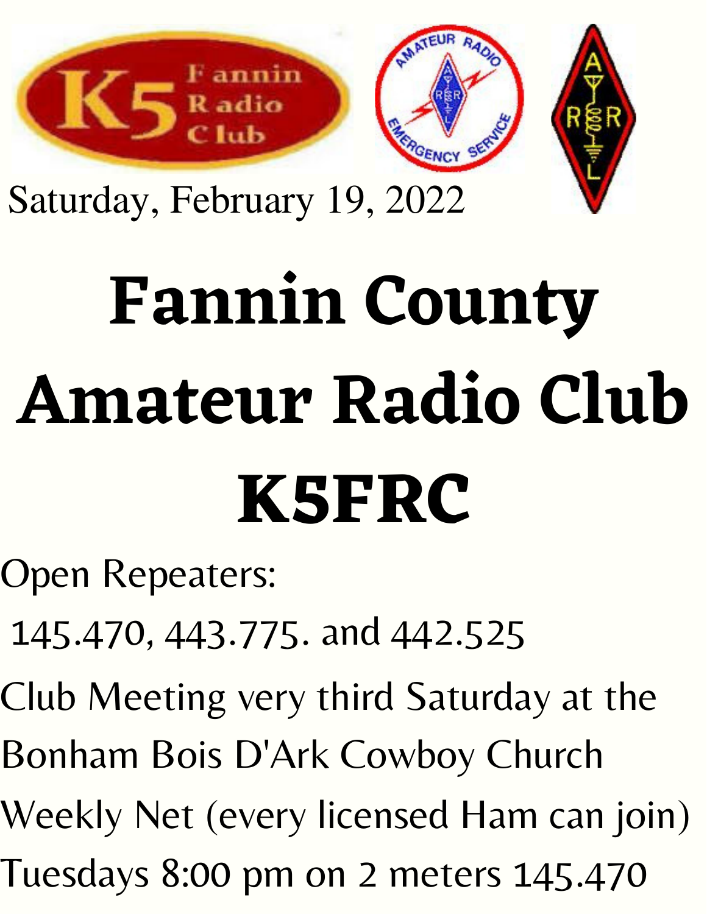K5 Fannin Radio Club

AMATEUR RADIO EMERGENCY SERVICE

ARRL

Saturday, February 19, 2022

# Fannin County Amateur Radio Club K5FRC

Open Repeaters:

145.470, 443.775. and 442.525

Club Meeting very third Saturday at the Bonham Bois D'Ark Cowboy Church

Weekly Net (every licensed Ham can join) Tuesdays 8:00 pm on 2 meters 145.470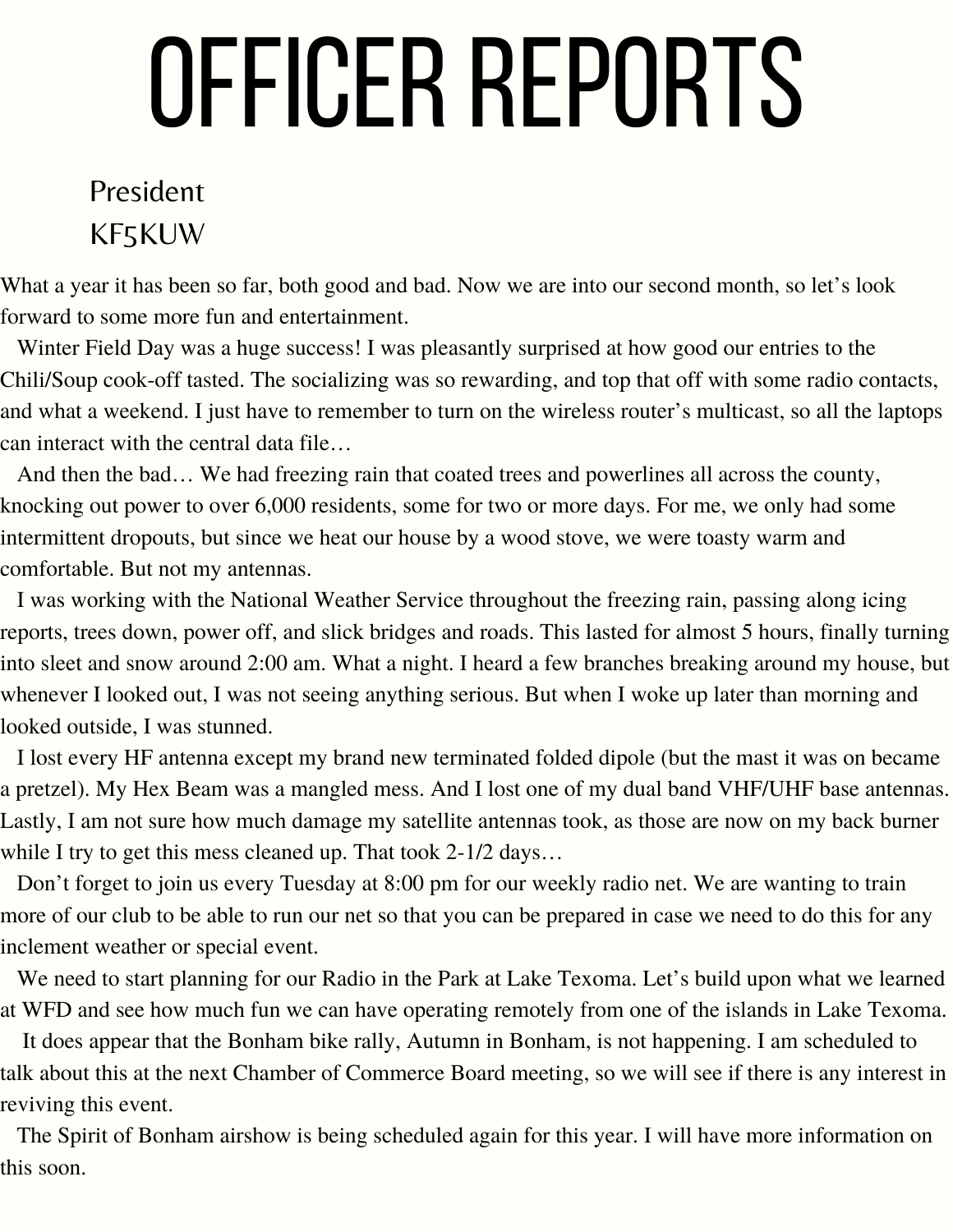# OFFICER REPORTS

## President
## KF5KUW

What a year it has been so far, both good and bad. Now we are into our second month, so let's look forward to some more fun and entertainment.

Winter Field Day was a huge success! I was pleasantly surprised at how good our entries to the Chili/Soup cook-off tasted. The socializing was so rewarding, and top that off with some radio contacts, and what a weekend. I just have to remember to turn on the wireless router's multicast, so all the laptops can interact with the central data file…

And then the bad… We had freezing rain that coated trees and powerlines all across the county, knocking out power to over 6,000 residents, some for two or more days. For me, we only had some intermittent dropouts, but since we heat our house by a wood stove, we were toasty warm and comfortable. But not my antennas.

I was working with the National Weather Service throughout the freezing rain, passing along icing reports, trees down, power off, and slick bridges and roads. This lasted for almost 5 hours, finally turning into sleet and snow around 2:00 am. What a night. I heard a few branches breaking around my house, but whenever I looked out, I was not seeing anything serious. But when I woke up later than morning and looked outside, I was stunned.

I lost every HF antenna except my brand new terminated folded dipole (but the mast it was on became a pretzel). My Hex Beam was a mangled mess. And I lost one of my dual band VHF/UHF base antennas. Lastly, I am not sure how much damage my satellite antennas took, as those are now on my back burner while I try to get this mess cleaned up. That took 2-1/2 days…

Don't forget to join us every Tuesday at 8:00 pm for our weekly radio net. We are wanting to train more of our club to be able to run our net so that you can be prepared in case we need to do this for any inclement weather or special event.

We need to start planning for our Radio in the Park at Lake Texoma. Let's build upon what we learned at WFD and see how much fun we can have operating remotely from one of the islands in Lake Texoma.

It does appear that the Bonham bike rally, Autumn in Bonham, is not happening. I am scheduled to talk about this at the next Chamber of Commerce Board meeting, so we will see if there is any interest in reviving this event.

The Spirit of Bonham airshow is being scheduled again for this year. I will have more information on this soon.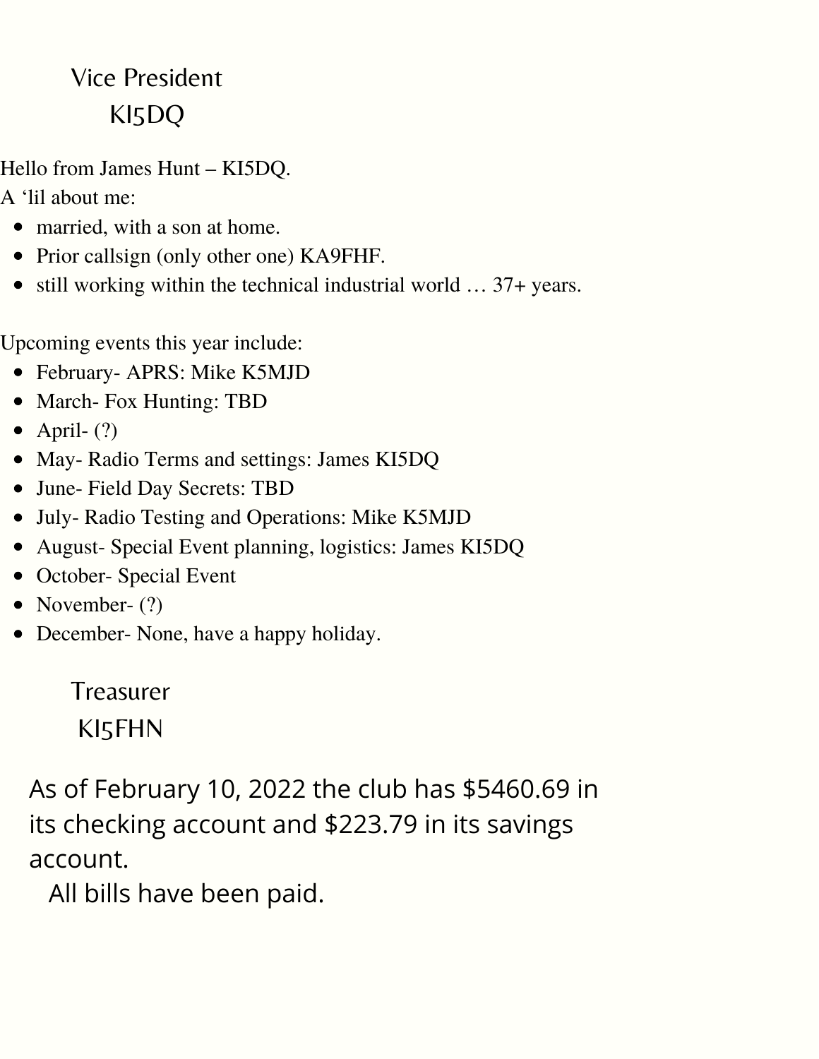## Vice President
## KI5DQ

Hello from James Hunt – KI5DQ.
A ‘lil about me:

- married, with a son at home.
- Prior callsign (only other one) KA9FHF.
- still working within the technical industrial world … 37+ years.

Upcoming events this year include:

- February- APRS: Mike K5MJD
- March- Fox Hunting: TBD
- April- (?)
- May- Radio Terms and settings: James KI5DQ
- June- Field Day Secrets: TBD
- July- Radio Testing and Operations: Mike K5MJD
- August- Special Event planning, logistics: James KI5DQ
- October- Special Event
- November- (?)
- December- None, have a happy holiday.

## Treasurer
## KI5FHN

As of February 10, 2022 the club has $5460.69 in its checking account and $223.79 in its savings account.
All bills have been paid.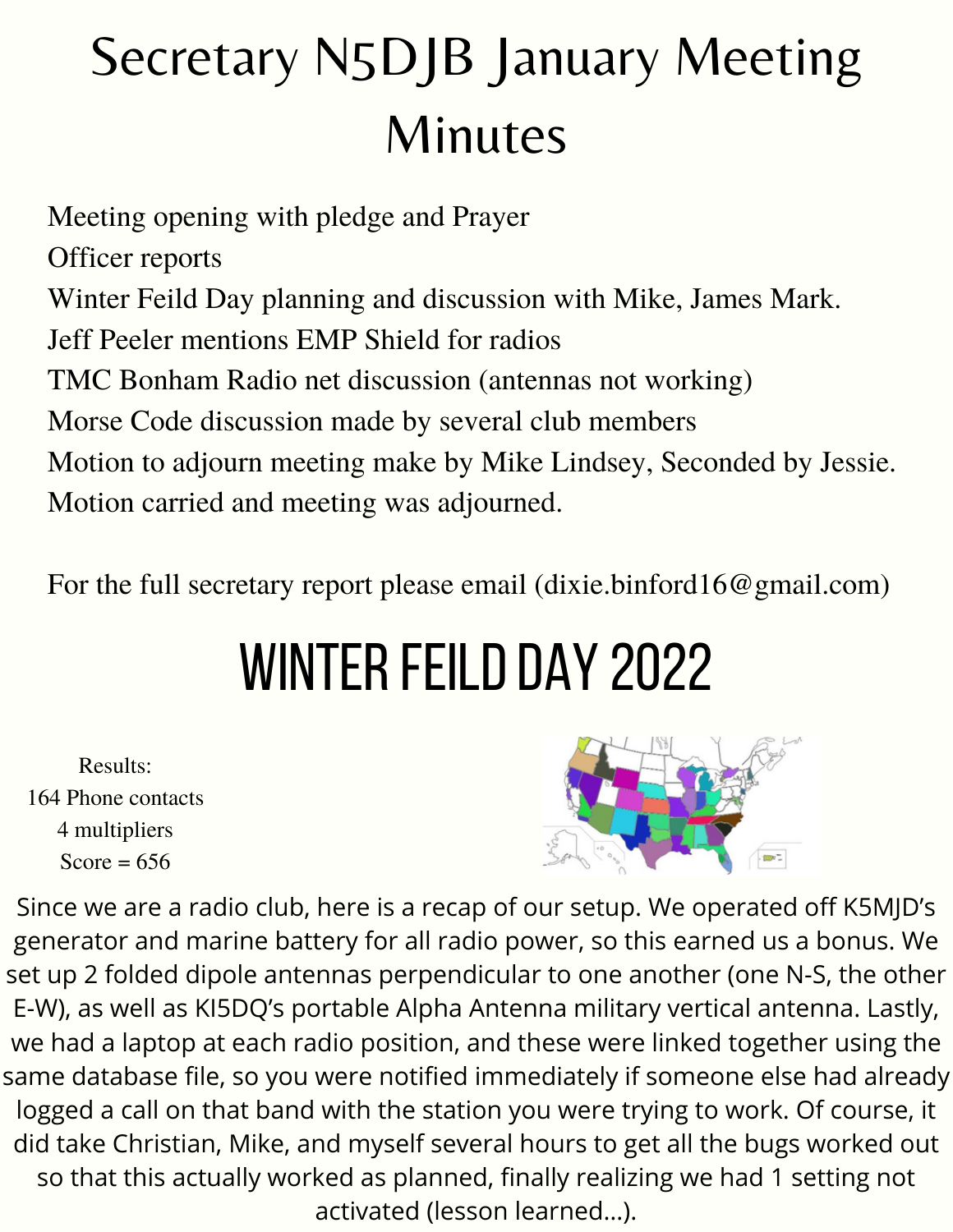# Secretary N5DJB January Meeting Minutes

Meeting opening with pledge and Prayer
Officer reports
Winter Feild Day planning and discussion with Mike, James Mark.
Jeff Peeler mentions EMP Shield for radios
TMC Bonham Radio net discussion (antennas not working)
Morse Code discussion made by several club members
Motion to adjourn meeting make by Mike Lindsey, Seconded by Jessie.
Motion carried and meeting was adjourned.

For the full secretary report please email (dixie.binford16@gmail.com)

# WINTER FEILD DAY 2022

Results:
164 Phone contacts
4 multipliers
Score = 656

Since we are a radio club, here is a recap of our setup. We operated off K5MJD's generator and marine battery for all radio power, so this earned us a bonus. We set up 2 folded dipole antennas perpendicular to one another (one N-S, the other E-W), as well as KI5DQ's portable Alpha Antenna military vertical antenna. Lastly, we had a laptop at each radio position, and these were linked together using the same database file, so you were notified immediately if someone else had already logged a call on that band with the station you were trying to work. Of course, it did take Christian, Mike, and myself several hours to get all the bugs worked out so that this actually worked as planned, finally realizing we had 1 setting not activated (lesson learned...).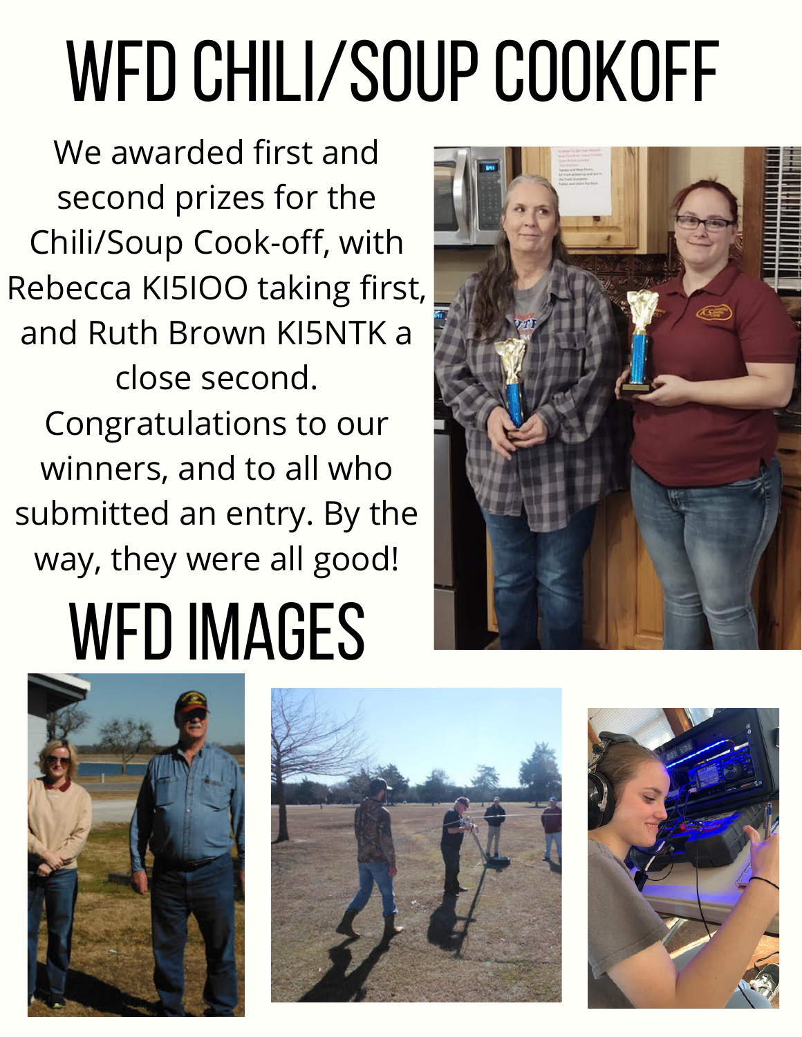# WFD CHILI/SOUP COOKOFF

We awarded first and second prizes for the Chili/Soup Cook-off, with Rebecca KI5IOO taking first, and Ruth Brown KI5NTK a close second. Congratulations to our winners, and to all who submitted an entry. By the way, they were all good!

# WFD IMAGES